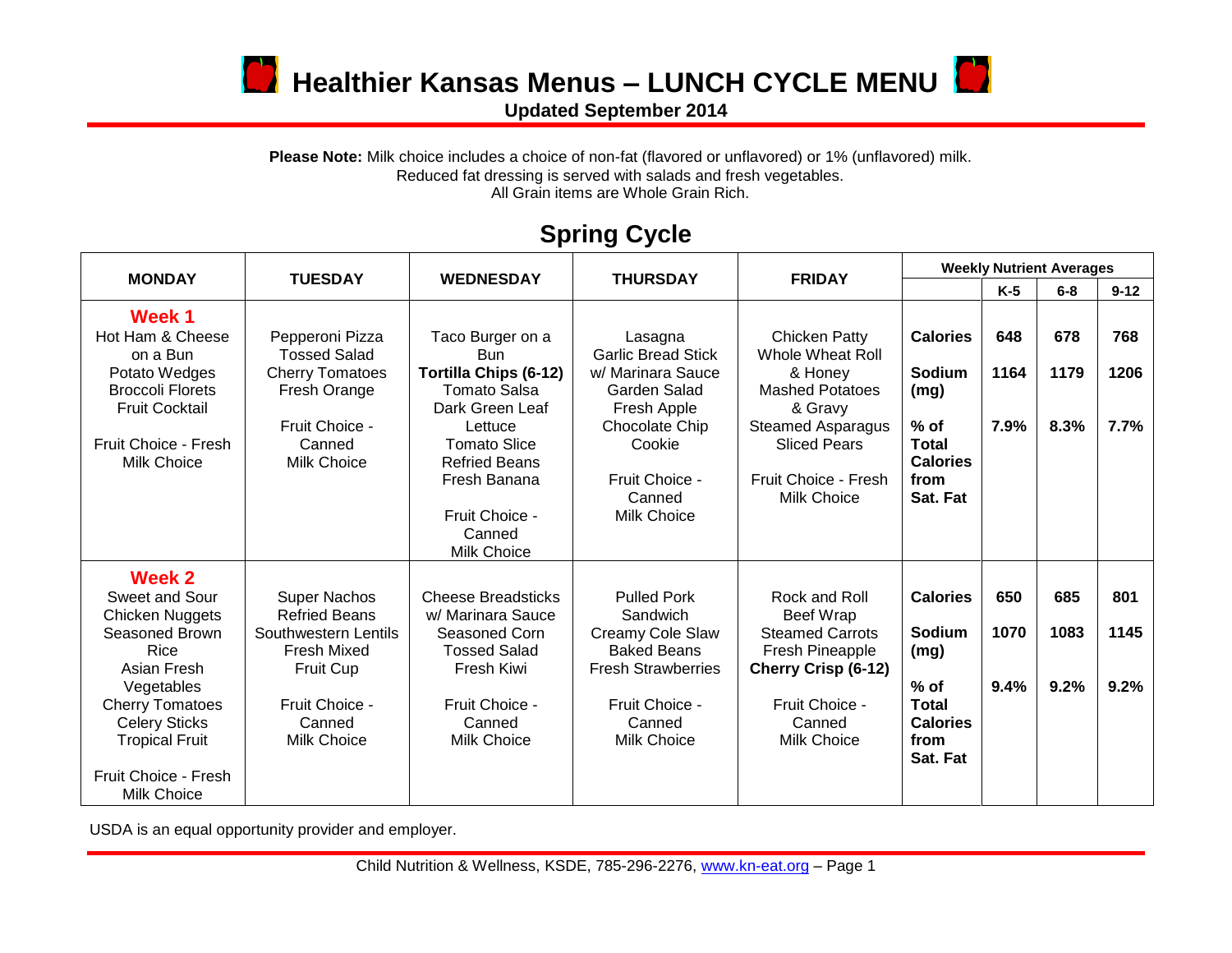# Healthier Kansas Menus – LUNCH CYCLE MENU

**Updated September 2014**

**Please Note:** Milk choice includes a choice of non-fat (flavored or unflavored) or 1% (unflavored) milk.
Reduced fat dressing is served with salads and fresh vegetables.
All Grain items are Whole Grain Rich.

## Spring Cycle

| MONDAY | TUESDAY | WEDNESDAY | THURSDAY | FRIDAY | Weekly Nutrient Averages | | | |
|---|---|---|---|---|---|---|---|---|
| | | | | | | K-5 | 6-8 | 9-12 |
| **Week 1**<br>Hot Ham & Cheese on a Bun<br>Potato Wedges<br>Broccoli Florets<br>Fruit Cocktail<br><br>Fruit Choice - Fresh<br>Milk Choice | Pepperoni Pizza<br>Tossed Salad<br>Cherry Tomatoes<br>Fresh Orange<br><br>Fruit Choice - Canned<br>Milk Choice | Taco Burger on a Bun<br>**Tortilla Chips (6-12)**<br>Tomato Salsa<br>Dark Green Leaf Lettuce<br>Tomato Slice<br>Refried Beans<br>Fresh Banana<br><br>Fruit Choice - Canned<br>Milk Choice | Lasagna<br>Garlic Bread Stick w/ Marinara Sauce<br>Garden Salad<br>Fresh Apple<br>Chocolate Chip Cookie<br><br>Fruit Choice - Canned<br>Milk Choice | Chicken Patty<br>Whole Wheat Roll & Honey<br>Mashed Potatoes & Gravy<br>Steamed Asparagus<br>Sliced Pears<br><br>Fruit Choice - Fresh<br>Milk Choice | **Calories**<br><br>**Sodium (mg)**<br><br>**% of Total Calories from Sat. Fat** | **648**<br><br>**1164**<br><br>**7.9%** | **678**<br><br>**1179**<br><br>**8.3%** | **768**<br><br>**1206**<br><br>**7.7%** |
| **Week 2**<br>Sweet and Sour Chicken Nuggets<br>Seasoned Brown Rice<br>Asian Fresh Vegetables<br>Cherry Tomatoes<br>Celery Sticks<br>Tropical Fruit<br><br>Fruit Choice - Fresh<br>Milk Choice | Super Nachos<br>Refried Beans<br>Southwestern Lentils<br>Fresh Mixed Fruit Cup<br><br>Fruit Choice - Canned<br>Milk Choice | Cheese Breadsticks w/ Marinara Sauce<br>Seasoned Corn<br>Tossed Salad<br>Fresh Kiwi<br><br>Fruit Choice - Canned<br>Milk Choice | Pulled Pork Sandwich<br>Creamy Cole Slaw<br>Baked Beans<br>Fresh Strawberries<br><br>Fruit Choice - Canned<br>Milk Choice | Rock and Roll Beef Wrap<br>Steamed Carrots<br>Fresh Pineapple<br>**Cherry Crisp (6-12)**<br><br>Fruit Choice - Canned<br>Milk Choice | **Calories**<br><br>**Sodium (mg)**<br><br>**% of Total Calories from Sat. Fat** | **650**<br><br>**1070**<br><br>**9.4%** | **685**<br><br>**1083**<br><br>**9.2%** | **801**<br><br>**1145**<br><br>**9.2%** |

USDA is an equal opportunity provider and employer.

Child Nutrition & Wellness, KSDE, 785-296-2276, www.kn-eat.org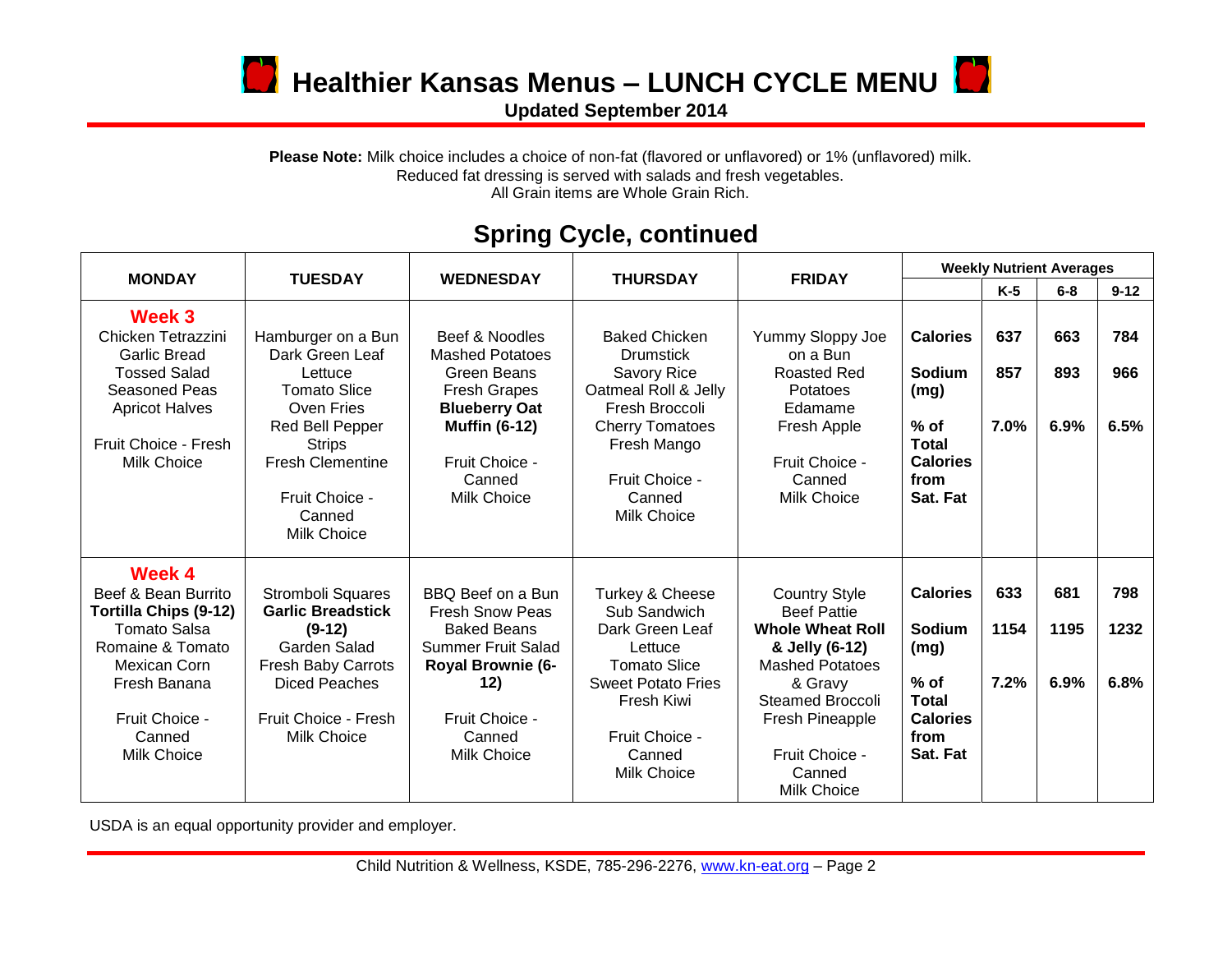# Healthier Kansas Menus – LUNCH CYCLE MENU

**Updated September 2014**

**Please Note:** Milk choice includes a choice of non-fat (flavored or unflavored) or 1% (unflavored) milk.
Reduced fat dressing is served with salads and fresh vegetables.
All Grain items are Whole Grain Rich.

## Spring Cycle, continued

| MONDAY | TUESDAY | WEDNESDAY | THURSDAY | FRIDAY | Weekly Nutrient Averages | | | |
|---|---|---|---|---|---|---|---|---|
| | | | | | | K-5 | 6-8 | 9-12 |
| **Week 3**<br>Chicken Tetrazzini<br>Garlic Bread<br>Tossed Salad<br>Seasoned Peas<br>Apricot Halves<br><br>Fruit Choice - Fresh<br>Milk Choice | Hamburger on a Bun<br>Dark Green Leaf Lettuce<br>Tomato Slice<br>Oven Fries<br>Red Bell Pepper Strips<br>Fresh Clementine<br><br>Fruit Choice - Canned<br>Milk Choice | Beef & Noodles<br>Mashed Potatoes<br>Green Beans<br>Fresh Grapes<br>**Blueberry Oat Muffin (6-12)**<br><br>Fruit Choice - Canned<br>Milk Choice | Baked Chicken Drumstick<br>Savory Rice<br>Oatmeal Roll & Jelly<br>Fresh Broccoli<br>Cherry Tomatoes<br>Fresh Mango<br><br>Fruit Choice - Canned<br>Milk Choice | Yummy Sloppy Joe on a Bun<br>Roasted Red Potatoes<br>Edamame<br>Fresh Apple<br><br>Fruit Choice - Canned<br>Milk Choice | **Calories**<br><br>**Sodium (mg)**<br><br>**% of Total Calories from Sat. Fat** | **637**<br><br>**857**<br><br>**7.0%** | **663**<br><br>**893**<br><br>**6.9%** | **784**<br><br>**966**<br><br>**6.5%** |
| **Week 4**<br>Beef & Bean Burrito<br>**Tortilla Chips (9-12)**<br>Tomato Salsa<br>Romaine & Tomato<br>Mexican Corn<br>Fresh Banana<br><br>Fruit Choice - Canned<br>Milk Choice | Stromboli Squares<br>**Garlic Breadstick (9-12)**<br>Garden Salad<br>Fresh Baby Carrots<br>Diced Peaches<br><br>Fruit Choice - Fresh<br>Milk Choice | BBQ Beef on a Bun<br>Fresh Snow Peas<br>Baked Beans<br>Summer Fruit Salad<br>**Royal Brownie (6-12)**<br><br>Fruit Choice - Canned<br>Milk Choice | Turkey & Cheese Sub Sandwich<br>Dark Green Leaf Lettuce<br>Tomato Slice<br>Sweet Potato Fries<br>Fresh Kiwi<br><br>Fruit Choice - Canned<br>Milk Choice | Country Style Beef Pattie<br>**Whole Wheat Roll & Jelly (6-12)**<br>Mashed Potatoes & Gravy<br>Steamed Broccoli<br>Fresh Pineapple<br><br>Fruit Choice - Canned<br>Milk Choice | **Calories**<br><br>**Sodium (mg)**<br><br>**% of Total Calories from Sat. Fat** | **633**<br><br>**1154**<br><br>**7.2%** | **681**<br><br>**1195**<br><br>**6.9%** | **798**<br><br>**1232**<br><br>**6.8%** |

USDA is an equal opportunity provider and employer.

Child Nutrition & Wellness, KSDE, 785-296-2276, www.kn-eat.org